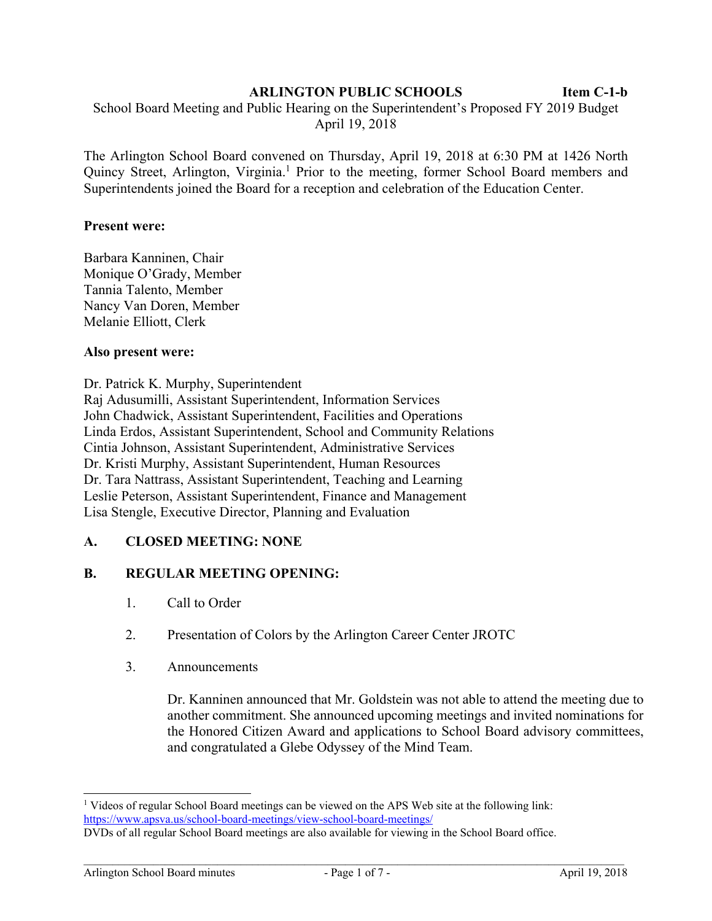**ARLINGTON PUBLIC SCHOOLS** **Item C-1-b**

School Board Meeting and Public Hearing on the Superintendent's Proposed FY 2019 Budget
April 19, 2018

The Arlington School Board convened on Thursday, April 19, 2018 at 6:30 PM at 1426 North Quincy Street, Arlington, Virginia.[1] Prior to the meeting, former School Board members and Superintendents joined the Board for a reception and celebration of the Education Center.

**Present were:**

Barbara Kanninen, Chair
Monique O'Grady, Member
Tannia Talento, Member
Nancy Van Doren, Member
Melanie Elliott, Clerk

**Also present were:**

Dr. Patrick K. Murphy, Superintendent
Raj Adusumilli, Assistant Superintendent, Information Services
John Chadwick, Assistant Superintendent, Facilities and Operations
Linda Erdos, Assistant Superintendent, School and Community Relations
Cintia Johnson, Assistant Superintendent, Administrative Services
Dr. Kristi Murphy, Assistant Superintendent, Human Resources
Dr. Tara Nattrass, Assistant Superintendent, Teaching and Learning
Leslie Peterson, Assistant Superintendent, Finance and Management
Lisa Stengle, Executive Director, Planning and Evaluation

## A. CLOSED MEETING: NONE

## B. REGULAR MEETING OPENING:

1. Call to Order

2. Presentation of Colors by the Arlington Career Center JROTC

3. Announcements

   Dr. Kanninen announced that Mr. Goldstein was not able to attend the meeting due to another commitment. She announced upcoming meetings and invited nominations for the Honored Citizen Award and applications to School Board advisory committees, and congratulated a Glebe Odyssey of the Mind Team.

---

[1] Videos of regular School Board meetings can be viewed on the APS Web site at the following link: https://www.apsva.us/school-board-meetings/view-school-board-meetings/
DVDs of all regular School Board meetings are also available for viewing in the School Board office.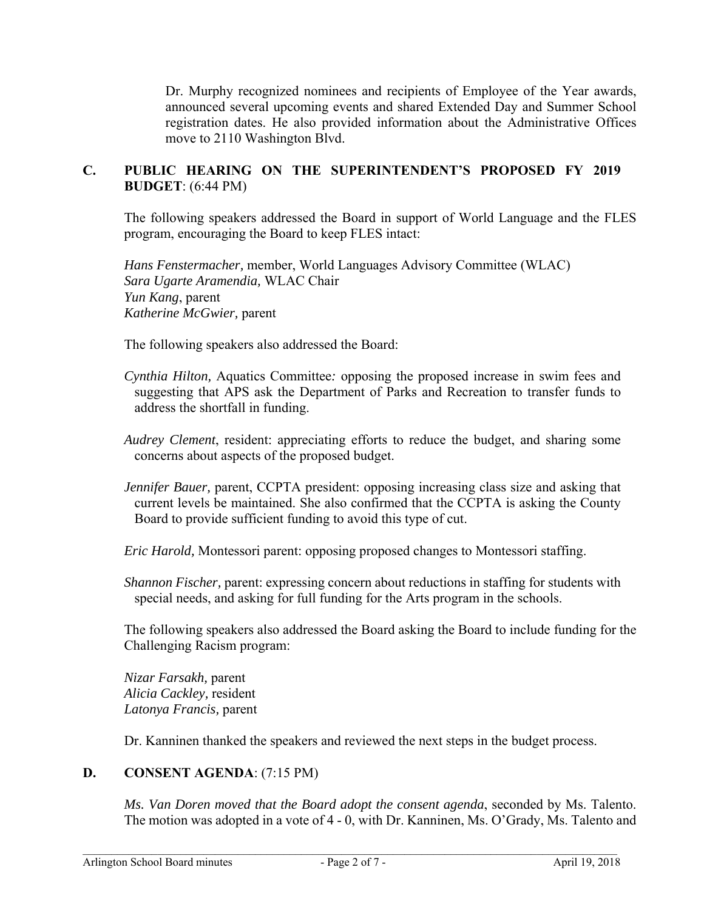Dr. Murphy recognized nominees and recipients of Employee of the Year awards, announced several upcoming events and shared Extended Day and Summer School registration dates. He also provided information about the Administrative Offices move to 2110 Washington Blvd.

## C. PUBLIC HEARING ON THE SUPERINTENDENT'S PROPOSED FY 2019 BUDGET: (6:44 PM)

The following speakers addressed the Board in support of World Language and the FLES program, encouraging the Board to keep FLES intact:

*Hans Fenstermacher,* member, World Languages Advisory Committee (WLAC)
*Sara Ugarte Aramendia,* WLAC Chair
*Yun Kang*, parent
*Katherine McGwier,* parent

The following speakers also addressed the Board:

*Cynthia Hilton,* Aquatics Committee*:* opposing the proposed increase in swim fees and suggesting that APS ask the Department of Parks and Recreation to transfer funds to address the shortfall in funding.

*Audrey Clement*, resident: appreciating efforts to reduce the budget, and sharing some concerns about aspects of the proposed budget.

*Jennifer Bauer,* parent, CCPTA president: opposing increasing class size and asking that current levels be maintained. She also confirmed that the CCPTA is asking the County Board to provide sufficient funding to avoid this type of cut.

*Eric Harold,* Montessori parent: opposing proposed changes to Montessori staffing.

*Shannon Fischer,* parent: expressing concern about reductions in staffing for students with special needs, and asking for full funding for the Arts program in the schools.

The following speakers also addressed the Board asking the Board to include funding for the Challenging Racism program:

*Nizar Farsakh,* parent
*Alicia Cackley,* resident
*Latonya Francis,* parent

Dr. Kanninen thanked the speakers and reviewed the next steps in the budget process.

## D. CONSENT AGENDA: (7:15 PM)

*Ms. Van Doren moved that the Board adopt the consent agenda*, seconded by Ms. Talento. The motion was adopted in a vote of 4 - 0, with Dr. Kanninen, Ms. O'Grady, Ms. Talento and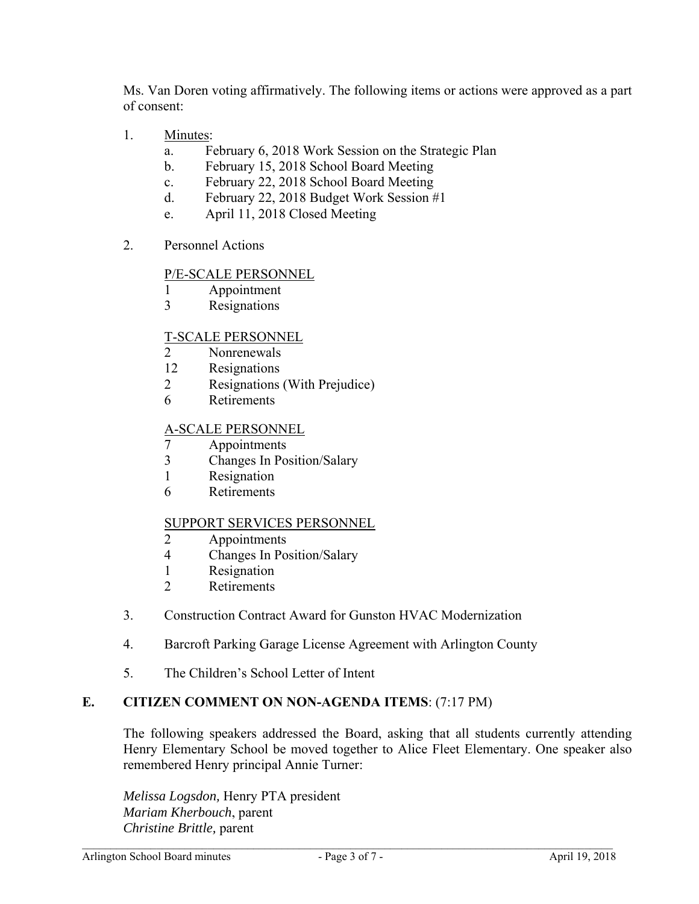Ms. Van Doren voting affirmatively. The following items or actions were approved as a part of consent:

1. Minutes:
   a. February 6, 2018 Work Session on the Strategic Plan
   b. February 15, 2018 School Board Meeting
   c. February 22, 2018 School Board Meeting
   d. February 22, 2018 Budget Work Session #1
   e. April 11, 2018 Closed Meeting

2. Personnel Actions

   P/E-SCALE PERSONNEL
   - 1 Appointment
   - 3 Resignations

   T-SCALE PERSONNEL
   - 2 Nonrenewals
   - 12 Resignations
   - 2 Resignations (With Prejudice)
   - 6 Retirements

   A-SCALE PERSONNEL
   - 7 Appointments
   - 3 Changes In Position/Salary
   - 1 Resignation
   - 6 Retirements

   SUPPORT SERVICES PERSONNEL
   - 2 Appointments
   - 4 Changes In Position/Salary
   - 1 Resignation
   - 2 Retirements

3. Construction Contract Award for Gunston HVAC Modernization

4. Barcroft Parking Garage License Agreement with Arlington County

5. The Children's School Letter of Intent

## E. CITIZEN COMMENT ON NON-AGENDA ITEMS: (7:17 PM)

The following speakers addressed the Board, asking that all students currently attending Henry Elementary School be moved together to Alice Fleet Elementary. One speaker also remembered Henry principal Annie Turner:

*Melissa Logsdon,* Henry PTA president
*Mariam Kherbouch*, parent
*Christine Brittle,* parent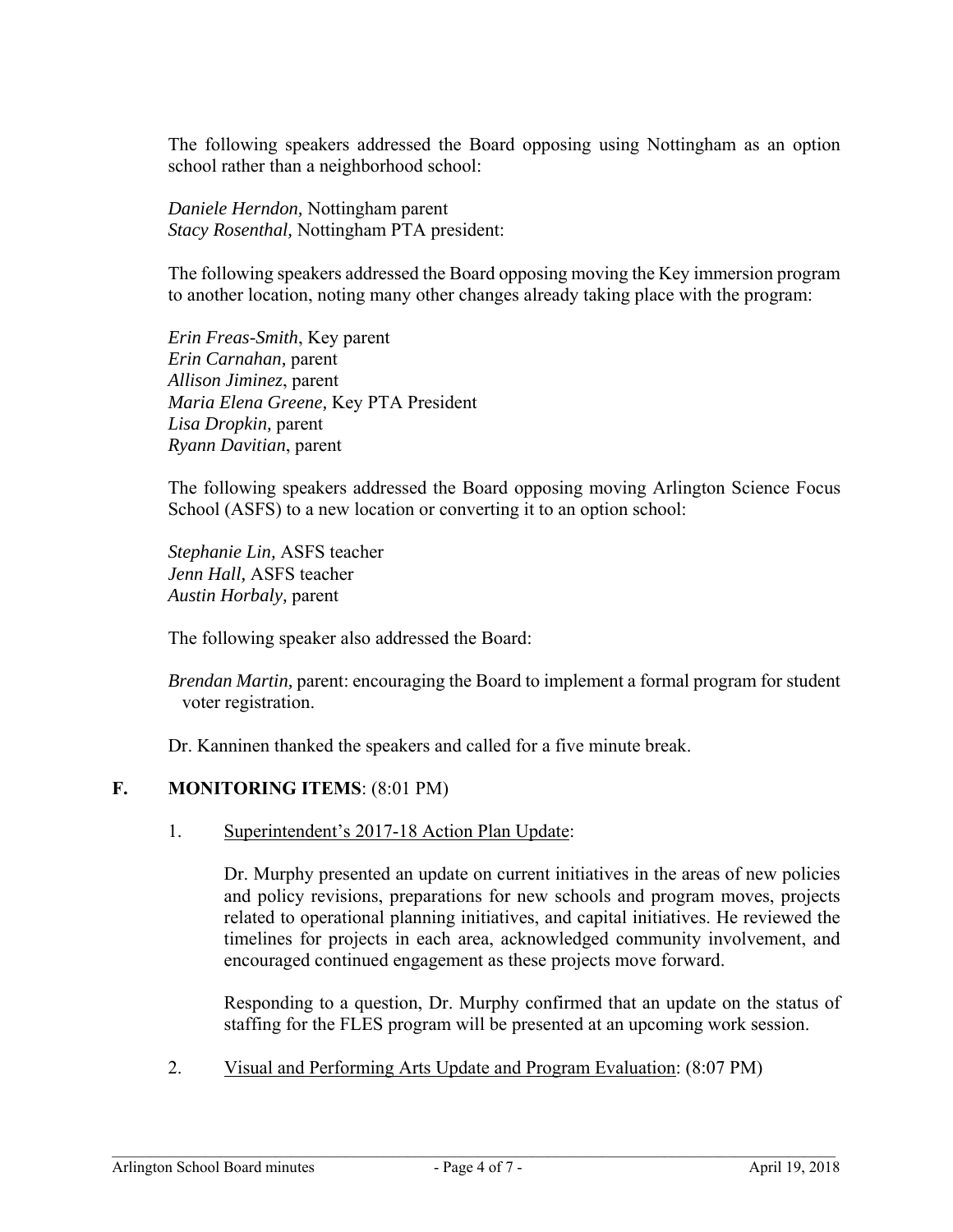The following speakers addressed the Board opposing using Nottingham as an option school rather than a neighborhood school:

*Daniele Herndon,* Nottingham parent
*Stacy Rosenthal,* Nottingham PTA president:

The following speakers addressed the Board opposing moving the Key immersion program to another location, noting many other changes already taking place with the program:

*Erin Freas-Smith*, Key parent
*Erin Carnahan,* parent
*Allison Jiminez*, parent
*Maria Elena Greene,* Key PTA President
*Lisa Dropkin,* parent
*Ryann Davitian*, parent

The following speakers addressed the Board opposing moving Arlington Science Focus School (ASFS) to a new location or converting it to an option school:

*Stephanie Lin,* ASFS teacher
*Jenn Hall,* ASFS teacher
*Austin Horbaly,* parent

The following speaker also addressed the Board:

*Brendan Martin,* parent: encouraging the Board to implement a formal program for student voter registration.

Dr. Kanninen thanked the speakers and called for a five minute break.

**F. MONITORING ITEMS**: (8:01 PM)

1. Superintendent's 2017-18 Action Plan Update:

   Dr. Murphy presented an update on current initiatives in the areas of new policies and policy revisions, preparations for new schools and program moves, projects related to operational planning initiatives, and capital initiatives. He reviewed the timelines for projects in each area, acknowledged community involvement, and encouraged continued engagement as these projects move forward.

   Responding to a question, Dr. Murphy confirmed that an update on the status of staffing for the FLES program will be presented at an upcoming work session.

2. Visual and Performing Arts Update and Program Evaluation: (8:07 PM)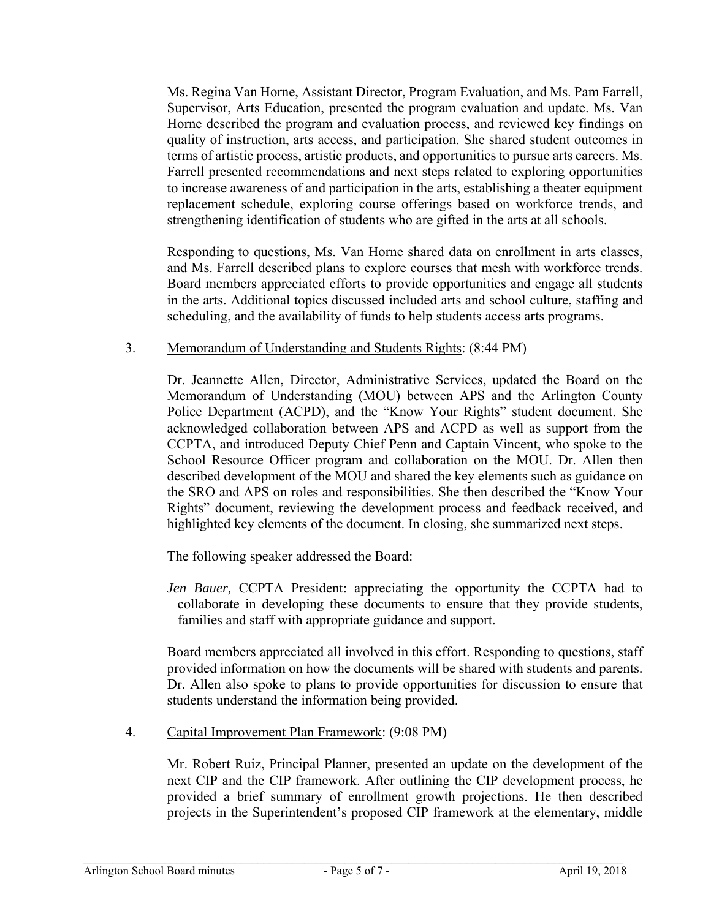Ms. Regina Van Horne, Assistant Director, Program Evaluation, and Ms. Pam Farrell, Supervisor, Arts Education, presented the program evaluation and update. Ms. Van Horne described the program and evaluation process, and reviewed key findings on quality of instruction, arts access, and participation. She shared student outcomes in terms of artistic process, artistic products, and opportunities to pursue arts careers. Ms. Farrell presented recommendations and next steps related to exploring opportunities to increase awareness of and participation in the arts, establishing a theater equipment replacement schedule, exploring course offerings based on workforce trends, and strengthening identification of students who are gifted in the arts at all schools.

Responding to questions, Ms. Van Horne shared data on enrollment in arts classes, and Ms. Farrell described plans to explore courses that mesh with workforce trends. Board members appreciated efforts to provide opportunities and engage all students in the arts. Additional topics discussed included arts and school culture, staffing and scheduling, and the availability of funds to help students access arts programs.

3. Memorandum of Understanding and Students Rights: (8:44 PM)

Dr. Jeannette Allen, Director, Administrative Services, updated the Board on the Memorandum of Understanding (MOU) between APS and the Arlington County Police Department (ACPD), and the "Know Your Rights" student document. She acknowledged collaboration between APS and ACPD as well as support from the CCPTA, and introduced Deputy Chief Penn and Captain Vincent, who spoke to the School Resource Officer program and collaboration on the MOU. Dr. Allen then described development of the MOU and shared the key elements such as guidance on the SRO and APS on roles and responsibilities. She then described the "Know Your Rights" document, reviewing the development process and feedback received, and highlighted key elements of the document. In closing, she summarized next steps.

The following speaker addressed the Board:

*Jen Bauer,* CCPTA President: appreciating the opportunity the CCPTA had to collaborate in developing these documents to ensure that they provide students, families and staff with appropriate guidance and support.

Board members appreciated all involved in this effort. Responding to questions, staff provided information on how the documents will be shared with students and parents. Dr. Allen also spoke to plans to provide opportunities for discussion to ensure that students understand the information being provided.

4. Capital Improvement Plan Framework: (9:08 PM)

Mr. Robert Ruiz, Principal Planner, presented an update on the development of the next CIP and the CIP framework. After outlining the CIP development process, he provided a brief summary of enrollment growth projections. He then described projects in the Superintendent's proposed CIP framework at the elementary, middle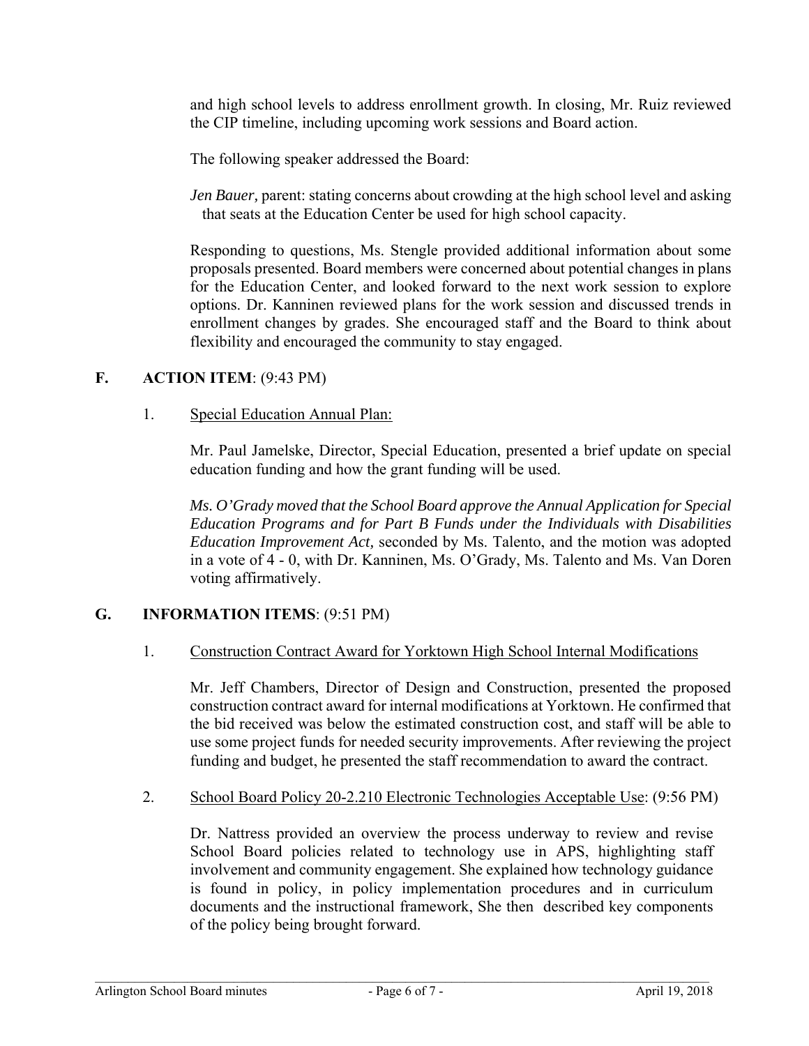and high school levels to address enrollment growth. In closing, Mr. Ruiz reviewed the CIP timeline, including upcoming work sessions and Board action.

The following speaker addressed the Board:

*Jen Bauer,* parent: stating concerns about crowding at the high school level and asking that seats at the Education Center be used for high school capacity.

Responding to questions, Ms. Stengle provided additional information about some proposals presented. Board members were concerned about potential changes in plans for the Education Center, and looked forward to the next work session to explore options. Dr. Kanninen reviewed plans for the work session and discussed trends in enrollment changes by grades. She encouraged staff and the Board to think about flexibility and encouraged the community to stay engaged.

## F. ACTION ITEM: (9:43 PM)

1. Special Education Annual Plan:

Mr. Paul Jamelske, Director, Special Education, presented a brief update on special education funding and how the grant funding will be used.

*Ms. O'Grady moved that the School Board approve the Annual Application for Special Education Programs and for Part B Funds under the Individuals with Disabilities Education Improvement Act,* seconded by Ms. Talento, and the motion was adopted in a vote of 4 - 0, with Dr. Kanninen, Ms. O'Grady, Ms. Talento and Ms. Van Doren voting affirmatively.

## G. INFORMATION ITEMS: (9:51 PM)

1. Construction Contract Award for Yorktown High School Internal Modifications

Mr. Jeff Chambers, Director of Design and Construction, presented the proposed construction contract award for internal modifications at Yorktown. He confirmed that the bid received was below the estimated construction cost, and staff will be able to use some project funds for needed security improvements. After reviewing the project funding and budget, he presented the staff recommendation to award the contract.

2. School Board Policy 20-2.210 Electronic Technologies Acceptable Use: (9:56 PM)

Dr. Nattress provided an overview the process underway to review and revise School Board policies related to technology use in APS, highlighting staff involvement and community engagement. She explained how technology guidance is found in policy, in policy implementation procedures and in curriculum documents and the instructional framework, She then described key components of the policy being brought forward.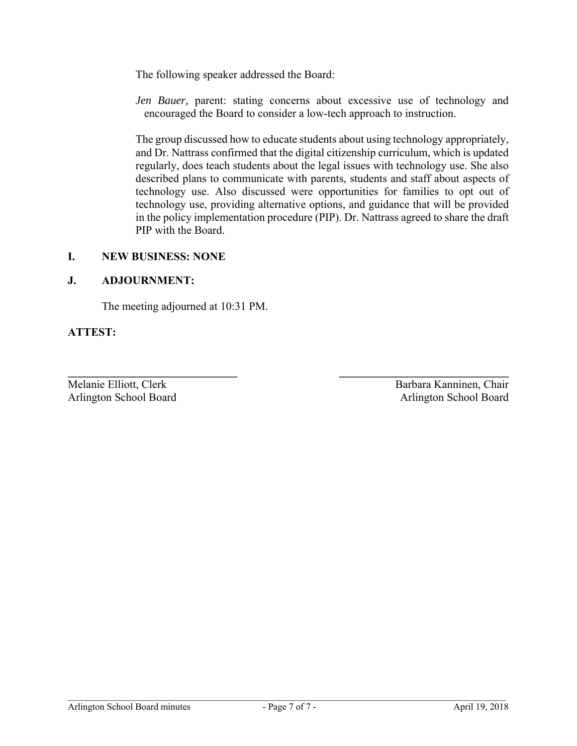The following speaker addressed the Board:

*Jen Bauer,* parent: stating concerns about excessive use of technology and encouraged the Board to consider a low-tech approach to instruction.

The group discussed how to educate students about using technology appropriately, and Dr. Nattrass confirmed that the digital citizenship curriculum, which is updated regularly, does teach students about the legal issues with technology use. She also described plans to communicate with parents, students and staff about aspects of technology use. Also discussed were opportunities for families to opt out of technology use, providing alternative options, and guidance that will be provided in the policy implementation procedure (PIP). Dr. Nattrass agreed to share the draft PIP with the Board.

## I. NEW BUSINESS: NONE

## J. ADJOURNMENT:

The meeting adjourned at 10:31 PM.

**ATTEST:**

\_\_\_\_\_\_\_\_\_\_\_\_\_\_\_\_\_\_\_\_\_\_\_\_\_\_\_\_\_\_
Melanie Elliott, Clerk
Arlington School Board

\_\_\_\_\_\_\_\_\_\_\_\_\_\_\_\_\_\_\_\_\_\_\_\_\_\_\_\_\_\_
Barbara Kanninen, Chair
Arlington School Board